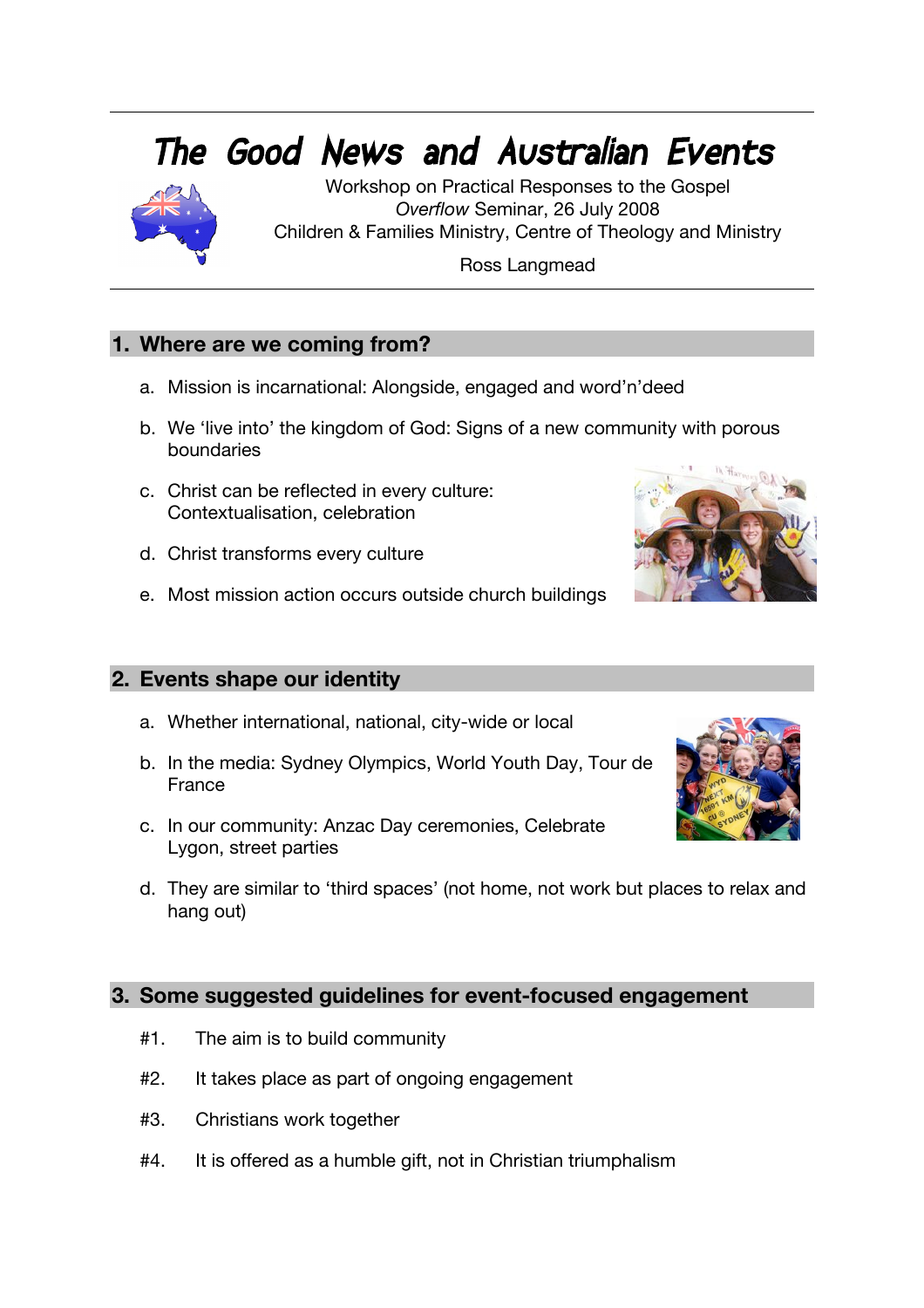# The Good News and Australian Events

Workshop on Practical Responses to the Gospel
*Overflow* Seminar, 26 July 2008
Children & Families Ministry, Centre of Theology and Ministry

Ross Langmead

## 1. Where are we coming from?

a. Mission is incarnational: Alongside, engaged and word'n'deed

b. We 'live into' the kingdom of God: Signs of a new community with porous boundaries

c. Christ can be reflected in every culture: Contextualisation, celebration

d. Christ transforms every culture

e. Most mission action occurs outside church buildings

## 2. Events shape our identity

a. Whether international, national, city-wide or local

b. In the media: Sydney Olympics, World Youth Day, Tour de France

c. In our community: Anzac Day ceremonies, Celebrate Lygon, street parties

d. They are similar to 'third spaces' (not home, not work but places to relax and hang out)

## 3. Some suggested guidelines for event-focused engagement

#1. The aim is to build community

#2. It takes place as part of ongoing engagement

#3. Christians work together

#4. It is offered as a humble gift, not in Christian triumphalism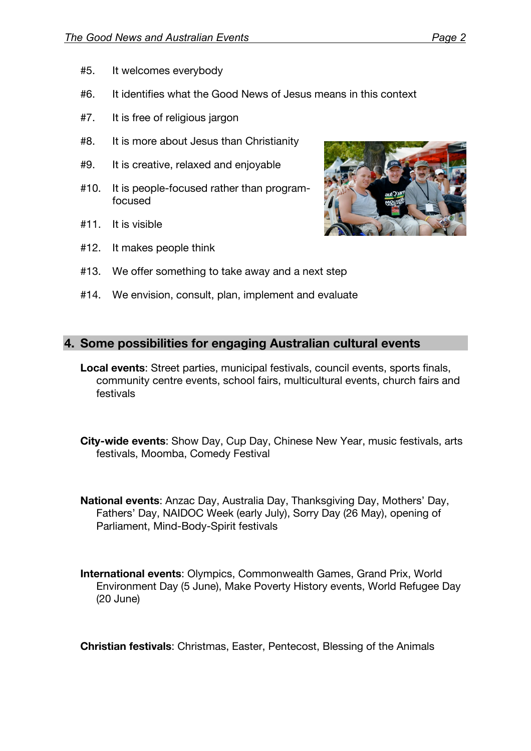#5. It welcomes everybody

#6. It identifies what the Good News of Jesus means in this context

#7. It is free of religious jargon

#8. It is more about Jesus than Christianity

#9. It is creative, relaxed and enjoyable

#10. It is people-focused rather than program-focused

#11. It is visible

#12. It makes people think

#13. We offer something to take away and a next step

#14. We envision, consult, plan, implement and evaluate

## 4. Some possibilities for engaging Australian cultural events

**Local events**: Street parties, municipal festivals, council events, sports finals, community centre events, school fairs, multicultural events, church fairs and festivals

**City-wide events**: Show Day, Cup Day, Chinese New Year, music festivals, arts festivals, Moomba, Comedy Festival

**National events**: Anzac Day, Australia Day, Thanksgiving Day, Mothers' Day, Fathers' Day, NAIDOC Week (early July), Sorry Day (26 May), opening of Parliament, Mind-Body-Spirit festivals

**International events**: Olympics, Commonwealth Games, Grand Prix, World Environment Day (5 June), Make Poverty History events, World Refugee Day (20 June)

**Christian festivals**: Christmas, Easter, Pentecost, Blessing of the Animals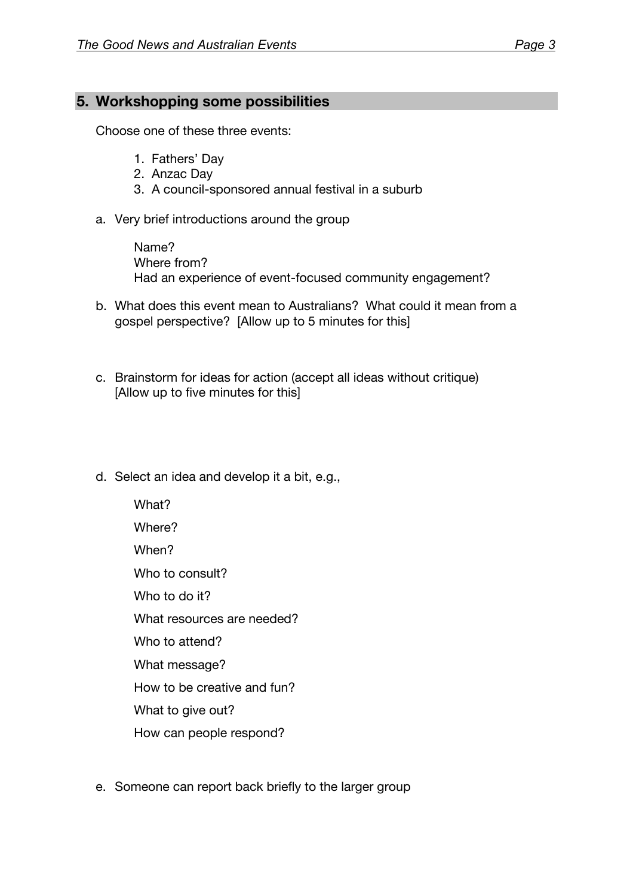## 5. Workshopping some possibilities

Choose one of these three events:

1. Fathers' Day
2. Anzac Day
3. A council-sponsored annual festival in a suburb

a. Very brief introductions around the group

    Name?
    Where from?
    Had an experience of event-focused community engagement?

b. What does this event mean to Australians? What could it mean from a gospel perspective? [Allow up to 5 minutes for this]

c. Brainstorm for ideas for action (accept all ideas without critique) [Allow up to five minutes for this]

d. Select an idea and develop it a bit, e.g.,

    What?
    Where?
    When?
    Who to consult?
    Who to do it?
    What resources are needed?
    Who to attend?
    What message?
    How to be creative and fun?
    What to give out?
    How can people respond?

e. Someone can report back briefly to the larger group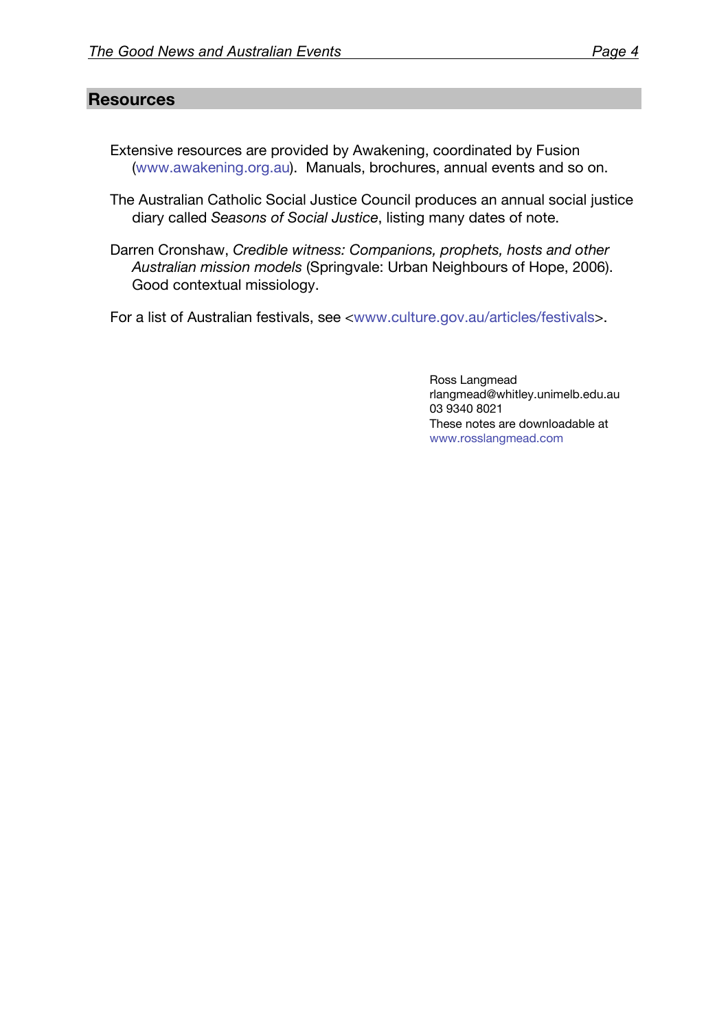## Resources

Extensive resources are provided by Awakening, coordinated by Fusion (www.awakening.org.au). Manuals, brochures, annual events and so on.

The Australian Catholic Social Justice Council produces an annual social justice diary called *Seasons of Social Justice*, listing many dates of note.

Darren Cronshaw, *Credible witness: Companions, prophets, hosts and other Australian mission models* (Springvale: Urban Neighbours of Hope, 2006). Good contextual missiology.

For a list of Australian festivals, see <www.culture.gov.au/articles/festivals>.

Ross Langmead
rlangmead@whitley.unimelb.edu.au
03 9340 8021
These notes are downloadable at
www.rosslangmead.com